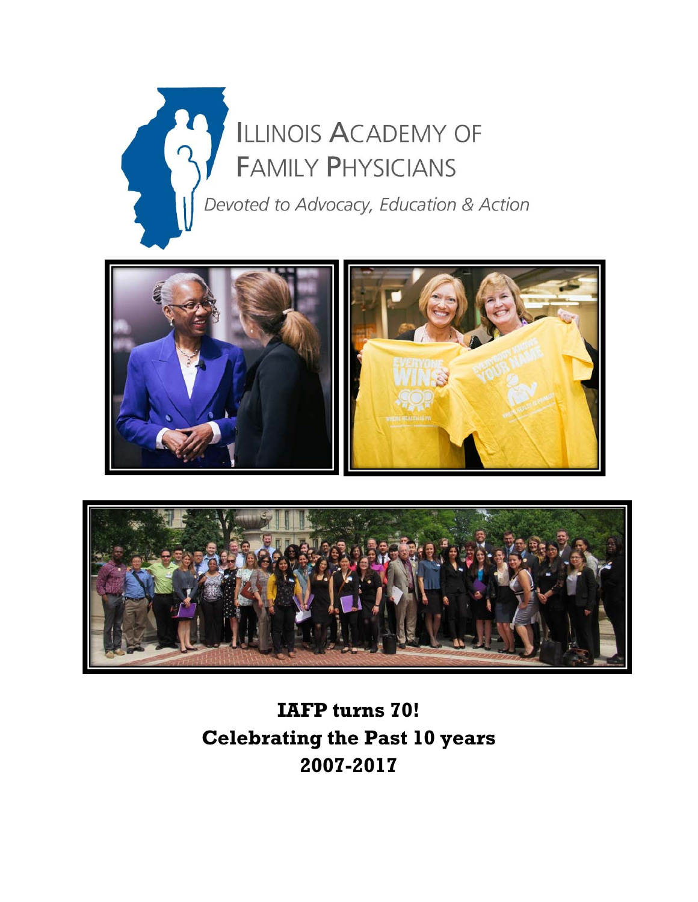ILLINOIS ACADEMY OF FAMILY PHYSICIANS

*Devoted to Advocacy, Education & Action*

**IAFP turns 70!**
**Celebrating the Past 10 years**
**2007-2017**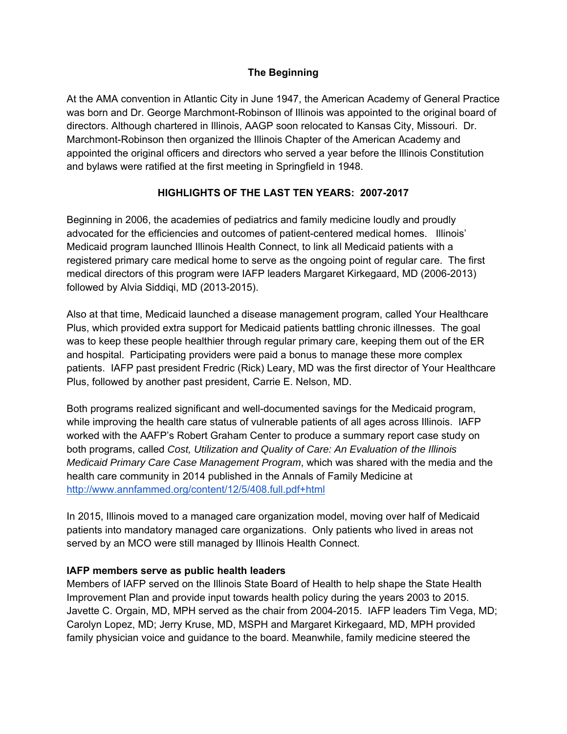## The Beginning

At the AMA convention in Atlantic City in June 1947, the American Academy of General Practice was born and Dr. George Marchmont-Robinson of Illinois was appointed to the original board of directors. Although chartered in Illinois, AAGP soon relocated to Kansas City, Missouri. Dr. Marchmont-Robinson then organized the Illinois Chapter of the American Academy and appointed the original officers and directors who served a year before the Illinois Constitution and bylaws were ratified at the first meeting in Springfield in 1948.

## HIGHLIGHTS OF THE LAST TEN YEARS: 2007-2017

Beginning in 2006, the academies of pediatrics and family medicine loudly and proudly advocated for the efficiencies and outcomes of patient-centered medical homes. Illinois' Medicaid program launched Illinois Health Connect, to link all Medicaid patients with a registered primary care medical home to serve as the ongoing point of regular care. The first medical directors of this program were IAFP leaders Margaret Kirkegaard, MD (2006-2013) followed by Alvia Siddiqi, MD (2013-2015).

Also at that time, Medicaid launched a disease management program, called Your Healthcare Plus, which provided extra support for Medicaid patients battling chronic illnesses. The goal was to keep these people healthier through regular primary care, keeping them out of the ER and hospital. Participating providers were paid a bonus to manage these more complex patients. IAFP past president Fredric (Rick) Leary, MD was the first director of Your Healthcare Plus, followed by another past president, Carrie E. Nelson, MD.

Both programs realized significant and well-documented savings for the Medicaid program, while improving the health care status of vulnerable patients of all ages across Illinois. IAFP worked with the AAFP's Robert Graham Center to produce a summary report case study on both programs, called *Cost, Utilization and Quality of Care: An Evaluation of the Illinois Medicaid Primary Care Case Management Program*, which was shared with the media and the health care community in 2014 published in the Annals of Family Medicine at http://www.annfammed.org/content/12/5/408.full.pdf+html

In 2015, Illinois moved to a managed care organization model, moving over half of Medicaid patients into mandatory managed care organizations. Only patients who lived in areas not served by an MCO were still managed by Illinois Health Connect.

**IAFP members serve as public health leaders**

Members of IAFP served on the Illinois State Board of Health to help shape the State Health Improvement Plan and provide input towards health policy during the years 2003 to 2015. Javette C. Orgain, MD, MPH served as the chair from 2004-2015. IAFP leaders Tim Vega, MD; Carolyn Lopez, MD; Jerry Kruse, MD, MSPH and Margaret Kirkegaard, MD, MPH provided family physician voice and guidance to the board. Meanwhile, family medicine steered the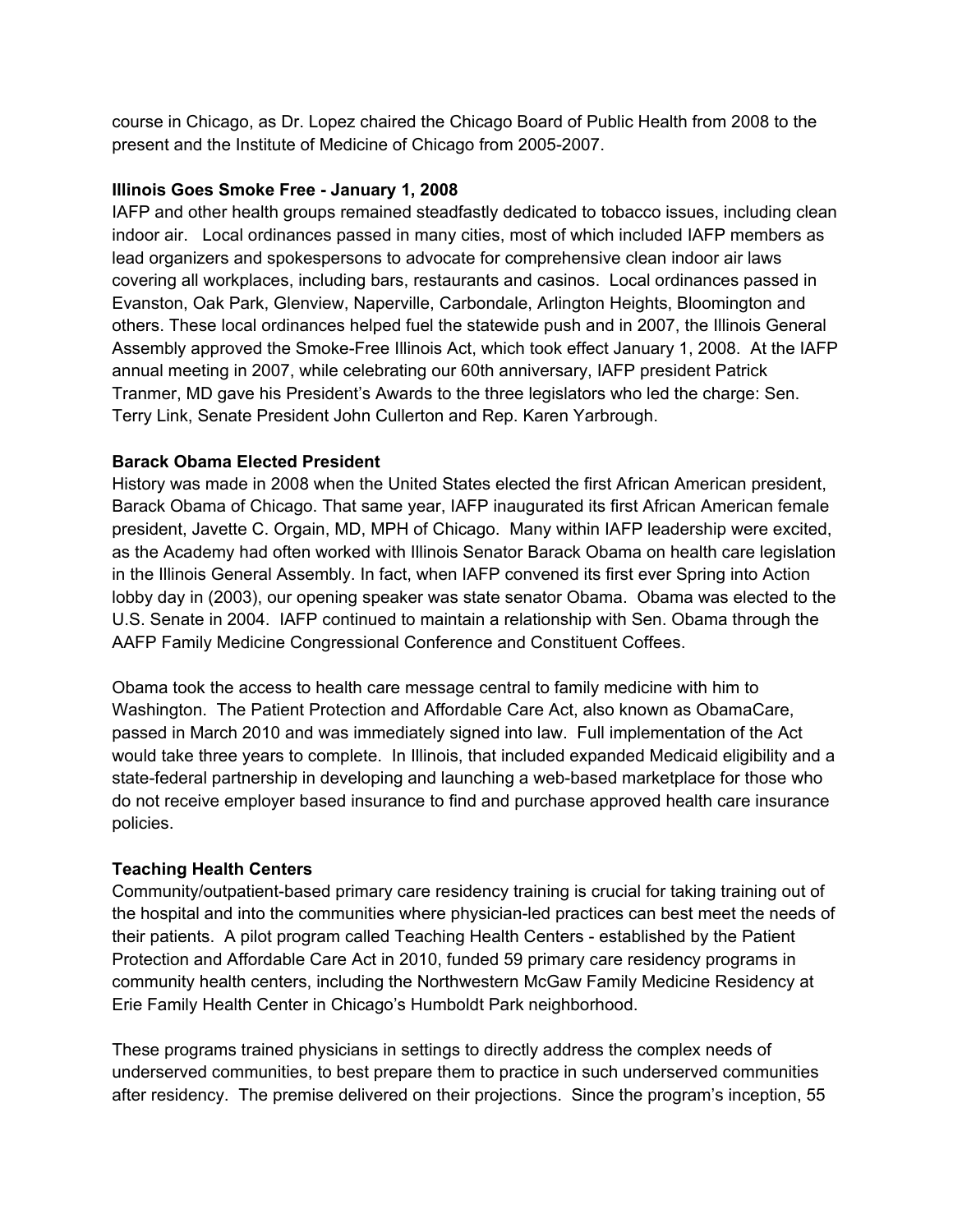course in Chicago, as Dr. Lopez chaired the Chicago Board of Public Health from 2008 to the present and the Institute of Medicine of Chicago from 2005-2007.

**Illinois Goes Smoke Free - January 1, 2008**

IAFP and other health groups remained steadfastly dedicated to tobacco issues, including clean indoor air. Local ordinances passed in many cities, most of which included IAFP members as lead organizers and spokespersons to advocate for comprehensive clean indoor air laws covering all workplaces, including bars, restaurants and casinos. Local ordinances passed in Evanston, Oak Park, Glenview, Naperville, Carbondale, Arlington Heights, Bloomington and others. These local ordinances helped fuel the statewide push and in 2007, the Illinois General Assembly approved the Smoke-Free Illinois Act, which took effect January 1, 2008. At the IAFP annual meeting in 2007, while celebrating our 60th anniversary, IAFP president Patrick Tranmer, MD gave his President's Awards to the three legislators who led the charge: Sen. Terry Link, Senate President John Cullerton and Rep. Karen Yarbrough.

**Barack Obama Elected President**

History was made in 2008 when the United States elected the first African American president, Barack Obama of Chicago. That same year, IAFP inaugurated its first African American female president, Javette C. Orgain, MD, MPH of Chicago. Many within IAFP leadership were excited, as the Academy had often worked with Illinois Senator Barack Obama on health care legislation in the Illinois General Assembly. In fact, when IAFP convened its first ever Spring into Action lobby day in (2003), our opening speaker was state senator Obama. Obama was elected to the U.S. Senate in 2004. IAFP continued to maintain a relationship with Sen. Obama through the AAFP Family Medicine Congressional Conference and Constituent Coffees.

Obama took the access to health care message central to family medicine with him to Washington. The Patient Protection and Affordable Care Act, also known as ObamaCare, passed in March 2010 and was immediately signed into law. Full implementation of the Act would take three years to complete. In Illinois, that included expanded Medicaid eligibility and a state-federal partnership in developing and launching a web-based marketplace for those who do not receive employer based insurance to find and purchase approved health care insurance policies.

**Teaching Health Centers**

Community/outpatient-based primary care residency training is crucial for taking training out of the hospital and into the communities where physician-led practices can best meet the needs of their patients. A pilot program called Teaching Health Centers - established by the Patient Protection and Affordable Care Act in 2010, funded 59 primary care residency programs in community health centers, including the Northwestern McGaw Family Medicine Residency at Erie Family Health Center in Chicago's Humboldt Park neighborhood.

These programs trained physicians in settings to directly address the complex needs of underserved communities, to best prepare them to practice in such underserved communities after residency. The premise delivered on their projections. Since the program's inception, 55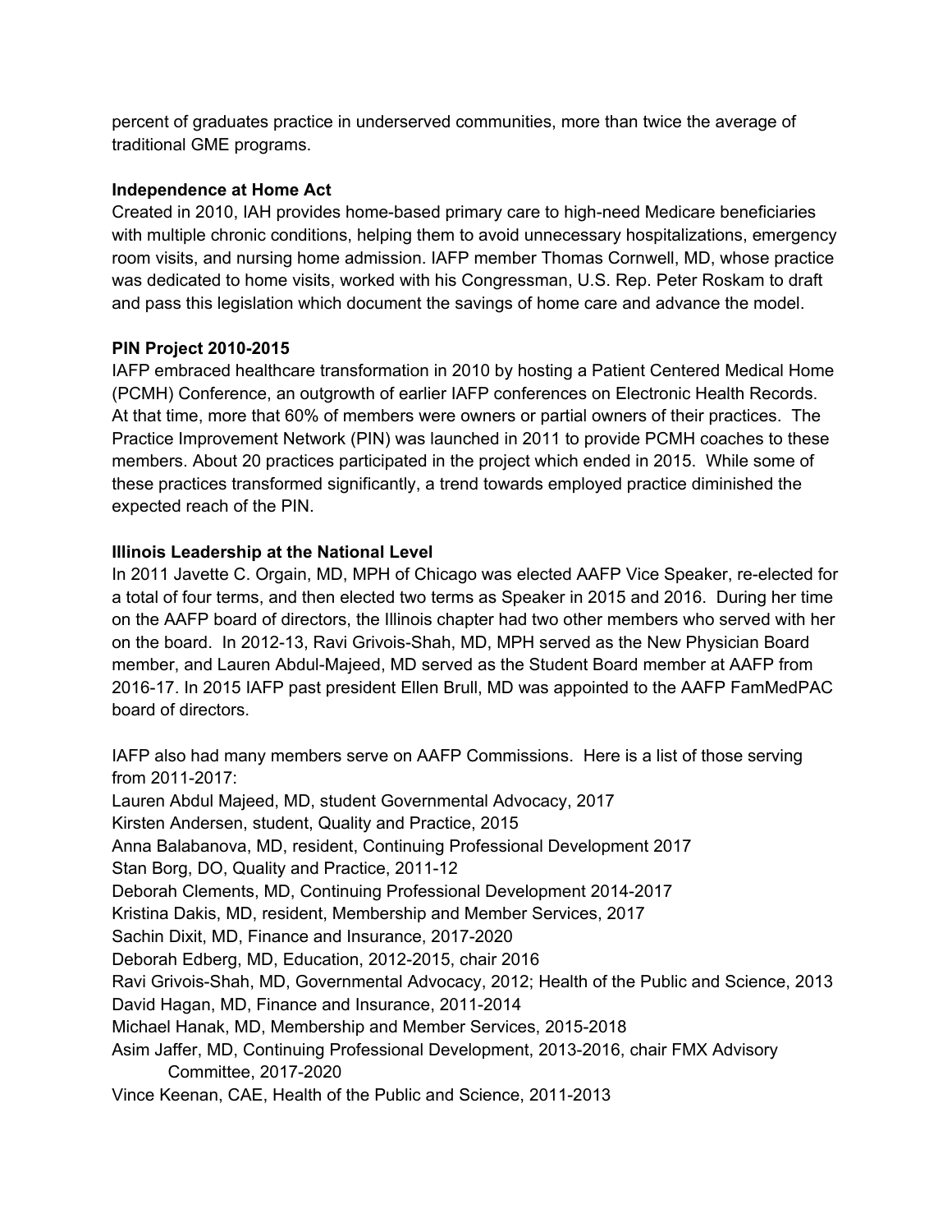percent of graduates practice in underserved communities, more than twice the average of traditional GME programs.

**Independence at Home Act**

Created in 2010, IAH provides home-based primary care to high-need Medicare beneficiaries with multiple chronic conditions, helping them to avoid unnecessary hospitalizations, emergency room visits, and nursing home admission. IAFP member Thomas Cornwell, MD, whose practice was dedicated to home visits, worked with his Congressman, U.S. Rep. Peter Roskam to draft and pass this legislation which document the savings of home care and advance the model.

**PIN Project 2010-2015**

IAFP embraced healthcare transformation in 2010 by hosting a Patient Centered Medical Home (PCMH) Conference, an outgrowth of earlier IAFP conferences on Electronic Health Records. At that time, more that 60% of members were owners or partial owners of their practices. The Practice Improvement Network (PIN) was launched in 2011 to provide PCMH coaches to these members. About 20 practices participated in the project which ended in 2015. While some of these practices transformed significantly, a trend towards employed practice diminished the expected reach of the PIN.

**Illinois Leadership at the National Level**

In 2011 Javette C. Orgain, MD, MPH of Chicago was elected AAFP Vice Speaker, re-elected for a total of four terms, and then elected two terms as Speaker in 2015 and 2016. During her time on the AAFP board of directors, the Illinois chapter had two other members who served with her on the board. In 2012-13, Ravi Grivois-Shah, MD, MPH served as the New Physician Board member, and Lauren Abdul-Majeed, MD served as the Student Board member at AAFP from 2016-17. In 2015 IAFP past president Ellen Brull, MD was appointed to the AAFP FamMedPAC board of directors.

IAFP also had many members serve on AAFP Commissions. Here is a list of those serving from 2011-2017:

Lauren Abdul Majeed, MD, student Governmental Advocacy, 2017
Kirsten Andersen, student, Quality and Practice, 2015
Anna Balabanova, MD, resident, Continuing Professional Development 2017
Stan Borg, DO, Quality and Practice, 2011-12
Deborah Clements, MD, Continuing Professional Development 2014-2017
Kristina Dakis, MD, resident, Membership and Member Services, 2017
Sachin Dixit, MD, Finance and Insurance, 2017-2020
Deborah Edberg, MD, Education, 2012-2015, chair 2016
Ravi Grivois-Shah, MD, Governmental Advocacy, 2012; Health of the Public and Science, 2013
David Hagan, MD, Finance and Insurance, 2011-2014
Michael Hanak, MD, Membership and Member Services, 2015-2018
Asim Jaffer, MD, Continuing Professional Development, 2013-2016, chair FMX Advisory Committee, 2017-2020
Vince Keenan, CAE, Health of the Public and Science, 2011-2013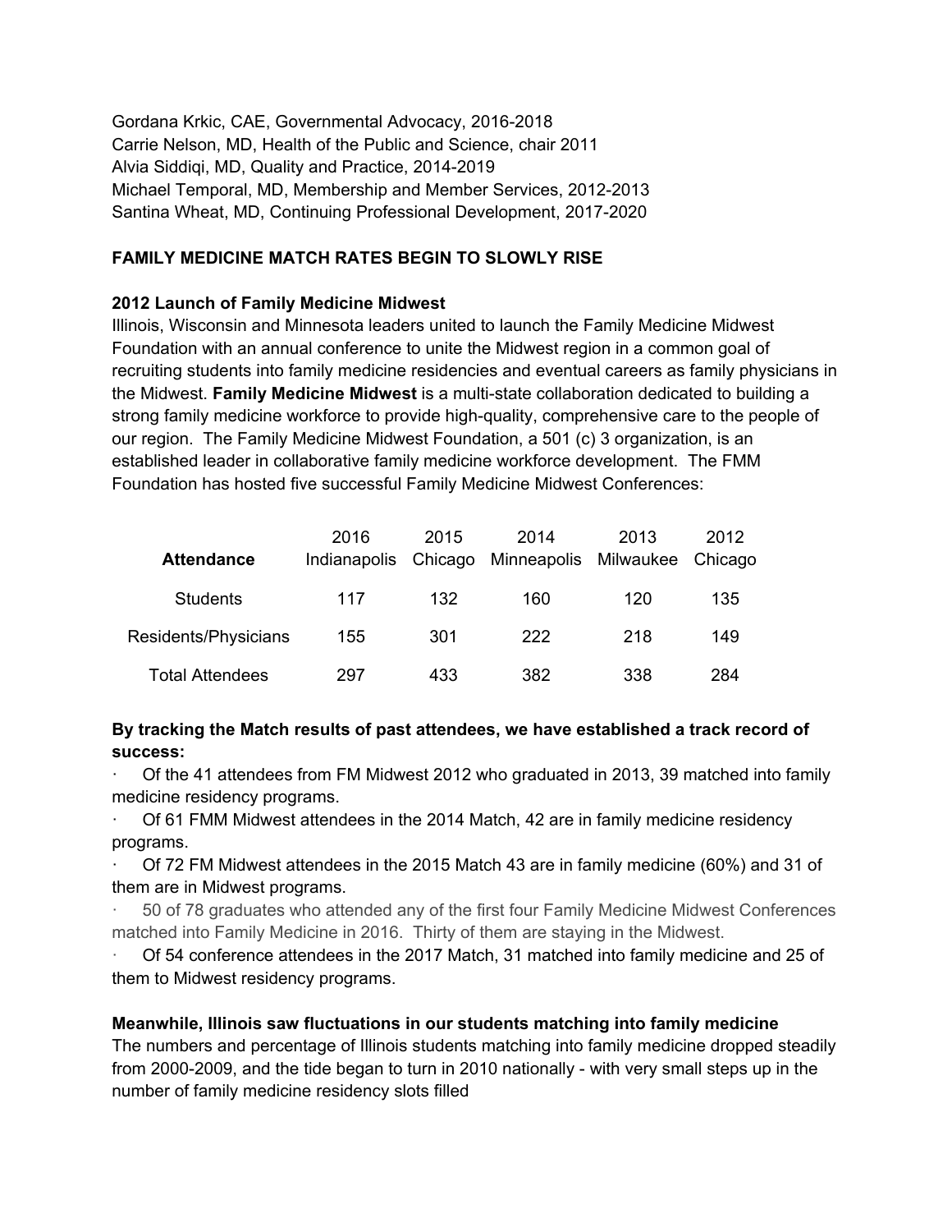Gordana Krkic, CAE, Governmental Advocacy, 2016-2018
Carrie Nelson, MD, Health of the Public and Science, chair 2011
Alvia Siddiqi, MD, Quality and Practice, 2014-2019
Michael Temporal, MD, Membership and Member Services, 2012-2013
Santina Wheat, MD, Continuing Professional Development, 2017-2020

## FAMILY MEDICINE MATCH RATES BEGIN TO SLOWLY RISE

### 2012 Launch of Family Medicine Midwest

Illinois, Wisconsin and Minnesota leaders united to launch the Family Medicine Midwest Foundation with an annual conference to unite the Midwest region in a common goal of recruiting students into family medicine residencies and eventual careers as family physicians in the Midwest. **Family Medicine Midwest** is a multi-state collaboration dedicated to building a strong family medicine workforce to provide high-quality, comprehensive care to the people of our region. The Family Medicine Midwest Foundation, a 501 (c) 3 organization, is an established leader in collaborative family medicine workforce development. The FMM Foundation has hosted five successful Family Medicine Midwest Conferences:

| **Attendance** | 2016 Indianapolis | 2015 Chicago | 2014 Minneapolis | 2013 Milwaukee | 2012 Chicago |
|---|---|---|---|---|---|
| Students | 117 | 132 | 160 | 120 | 135 |
| Residents/Physicians | 155 | 301 | 222 | 218 | 149 |
| Total Attendees | 297 | 433 | 382 | 338 | 284 |

**By tracking the Match results of past attendees, we have established a track record of success:**

- Of the 41 attendees from FM Midwest 2012 who graduated in 2013, 39 matched into family medicine residency programs.
- Of 61 FMM Midwest attendees in the 2014 Match, 42 are in family medicine residency programs.
- Of 72 FM Midwest attendees in the 2015 Match 43 are in family medicine (60%) and 31 of them are in Midwest programs.
- 50 of 78 graduates who attended any of the first four Family Medicine Midwest Conferences matched into Family Medicine in 2016. Thirty of them are staying in the Midwest.
- Of 54 conference attendees in the 2017 Match, 31 matched into family medicine and 25 of them to Midwest residency programs.

### Meanwhile, Illinois saw fluctuations in our students matching into family medicine

The numbers and percentage of Illinois students matching into family medicine dropped steadily from 2000-2009, and the tide began to turn in 2010 nationally - with very small steps up in the number of family medicine residency slots filled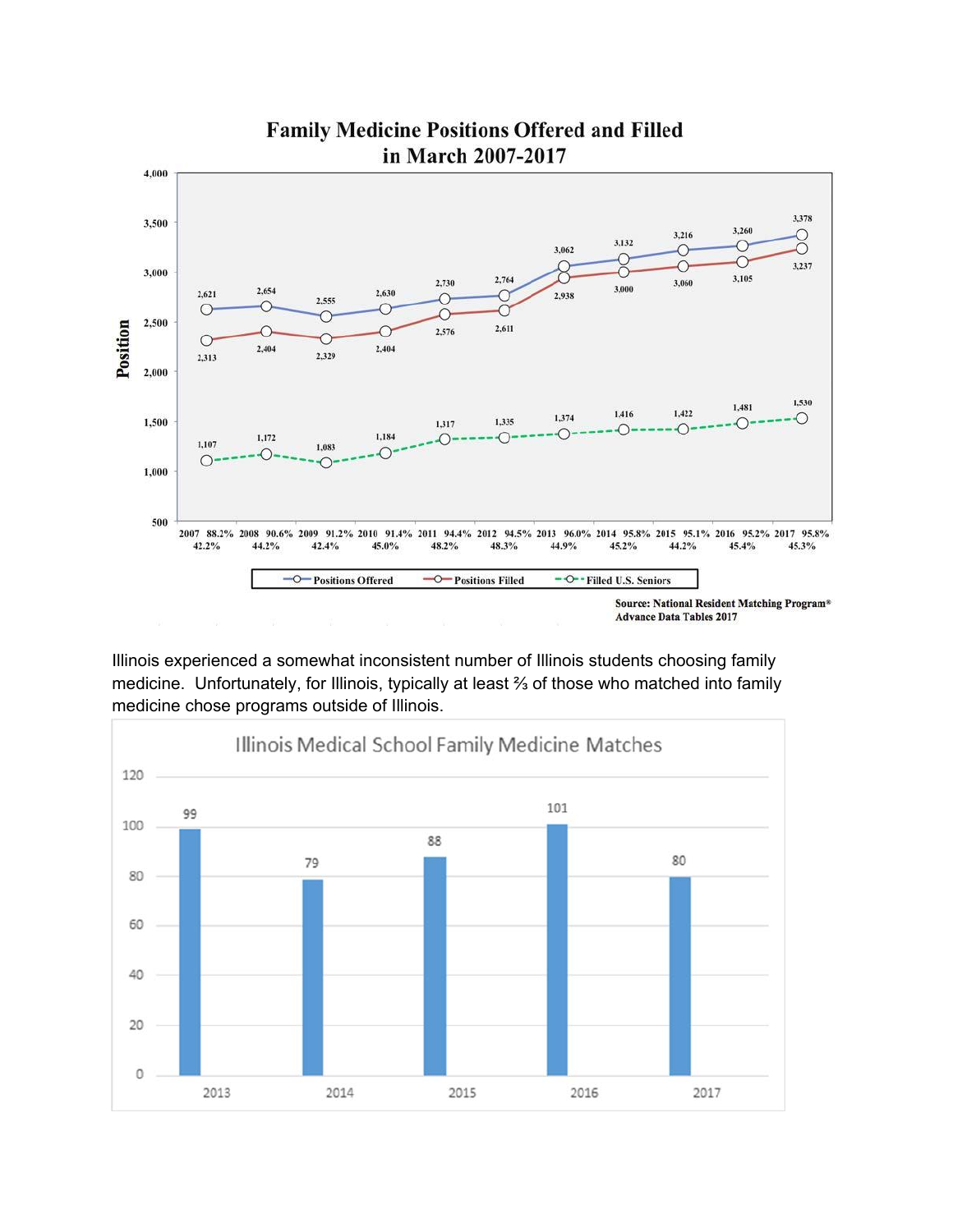**Family Medicine Positions Offered and Filled in March 2007-2017**

| Year | Positions Offered | Positions Filled | Filled U.S. Seniors | % Filled | % Filled U.S. Seniors |
|---|---|---|---|---|---|
| 2007 | 2,621 | 2,313 | 1,107 | 88.2% | 42.2% |
| 2008 | 2,654 | 2,404 | 1,172 | 90.6% | 44.2% |
| 2009 | 2,555 | 2,329 | 1,083 | 91.2% | 42.4% |
| 2010 | 2,630 | 2,404 | 1,184 | 91.4% | 45.0% |
| 2011 | 2,730 | 2,576 | 1,317 | 94.4% | 48.2% |
| 2012 | 2,764 | 2,611 | 1,335 | 94.5% | 48.3% |
| 2013 | 3,062 | 2,938 | 1,374 | 96.0% | 44.9% |
| 2014 | 3,132 | 3,000 | 1,416 | 95.8% | 45.2% |
| 2015 | 3,216 | 3,060 | 1,422 | 95.1% | 44.2% |
| 2016 | 3,260 | 3,105 | 1,481 | 95.2% | 45.4% |
| 2017 | 3,378 | 3,237 | 1,530 | 95.8% | 45.3% |

Source: National Resident Matching Program® Advance Data Tables 2017

Illinois experienced a somewhat inconsistent number of Illinois students choosing family medicine. Unfortunately, for Illinois, typically at least ⅔ of those who matched into family medicine chose programs outside of Illinois.

**Illinois Medical School Family Medicine Matches**

| Year | Matches |
|---|---|
| 2013 | 99 |
| 2014 | 79 |
| 2015 | 88 |
| 2016 | 101 |
| 2017 | 80 |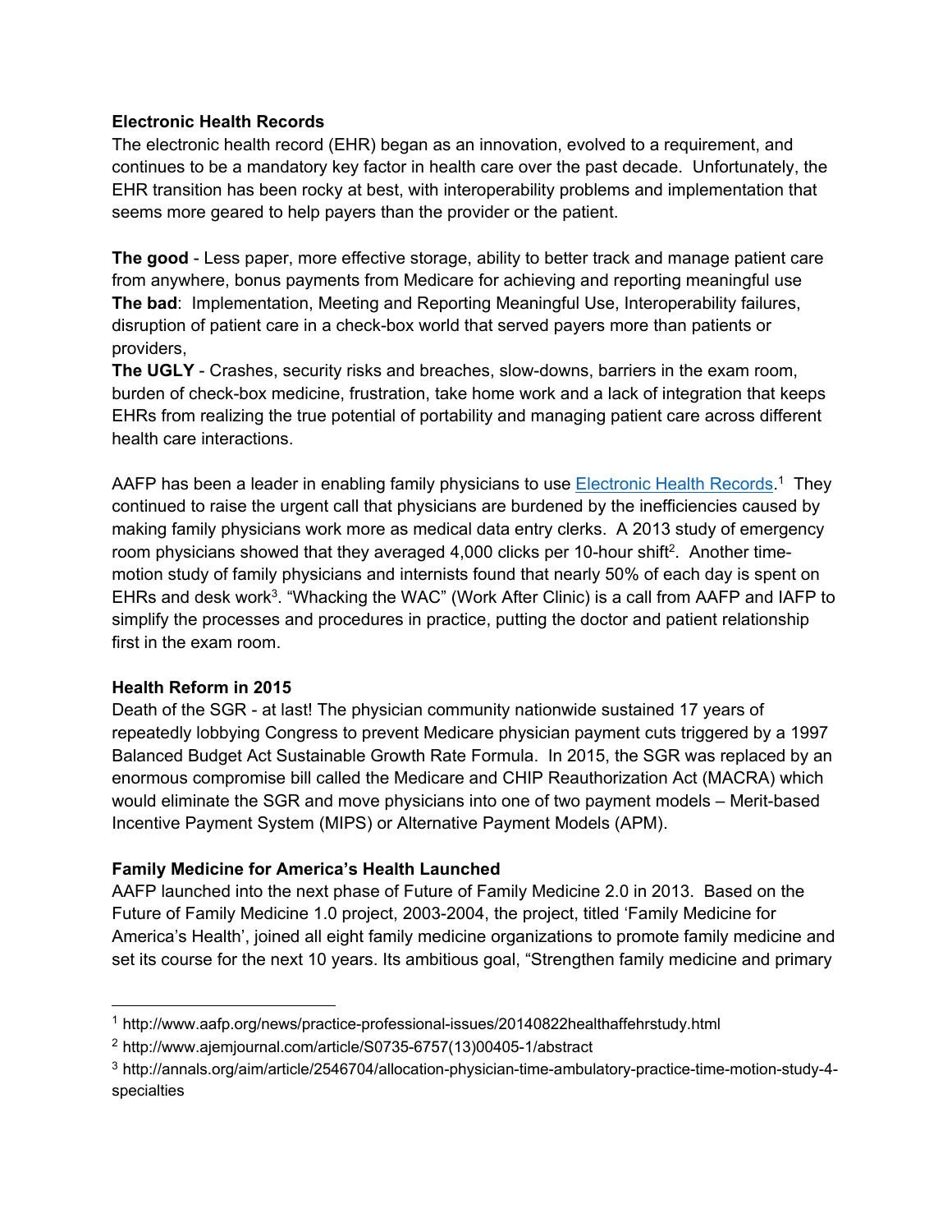**Electronic Health Records**

The electronic health record (EHR) began as an innovation, evolved to a requirement, and continues to be a mandatory key factor in health care over the past decade. Unfortunately, the EHR transition has been rocky at best, with interoperability problems and implementation that seems more geared to help payers than the provider or the patient.

**The good** - Less paper, more effective storage, ability to better track and manage patient care from anywhere, bonus payments from Medicare for achieving and reporting meaningful use
**The bad**: Implementation, Meeting and Reporting Meaningful Use, Interoperability failures, disruption of patient care in a check-box world that served payers more than patients or providers,
**The UGLY** - Crashes, security risks and breaches, slow-downs, barriers in the exam room, burden of check-box medicine, frustration, take home work and a lack of integration that keeps EHRs from realizing the true potential of portability and managing patient care across different health care interactions.

AAFP has been a leader in enabling family physicians to use Electronic Health Records.[1] They continued to raise the urgent call that physicians are burdened by the inefficiencies caused by making family physicians work more as medical data entry clerks. A 2013 study of emergency room physicians showed that they averaged 4,000 clicks per 10-hour shift[2]. Another time-motion study of family physicians and internists found that nearly 50% of each day is spent on EHRs and desk work[3]. "Whacking the WAC" (Work After Clinic) is a call from AAFP and IAFP to simplify the processes and procedures in practice, putting the doctor and patient relationship first in the exam room.

**Health Reform in 2015**

Death of the SGR - at last! The physician community nationwide sustained 17 years of repeatedly lobbying Congress to prevent Medicare physician payment cuts triggered by a 1997 Balanced Budget Act Sustainable Growth Rate Formula. In 2015, the SGR was replaced by an enormous compromise bill called the Medicare and CHIP Reauthorization Act (MACRA) which would eliminate the SGR and move physicians into one of two payment models – Merit-based Incentive Payment System (MIPS) or Alternative Payment Models (APM).

**Family Medicine for America's Health Launched**

AAFP launched into the next phase of Future of Family Medicine 2.0 in 2013. Based on the Future of Family Medicine 1.0 project, 2003-2004, the project, titled 'Family Medicine for America's Health', joined all eight family medicine organizations to promote family medicine and set its course for the next 10 years. Its ambitious goal, "Strengthen family medicine and primary

---

[1] http://www.aafp.org/news/practice-professional-issues/20140822healthaffehrstudy.html

[2] http://www.ajemjournal.com/article/S0735-6757(13)00405-1/abstract

[3] http://annals.org/aim/article/2546704/allocation-physician-time-ambulatory-practice-time-motion-study-4-specialties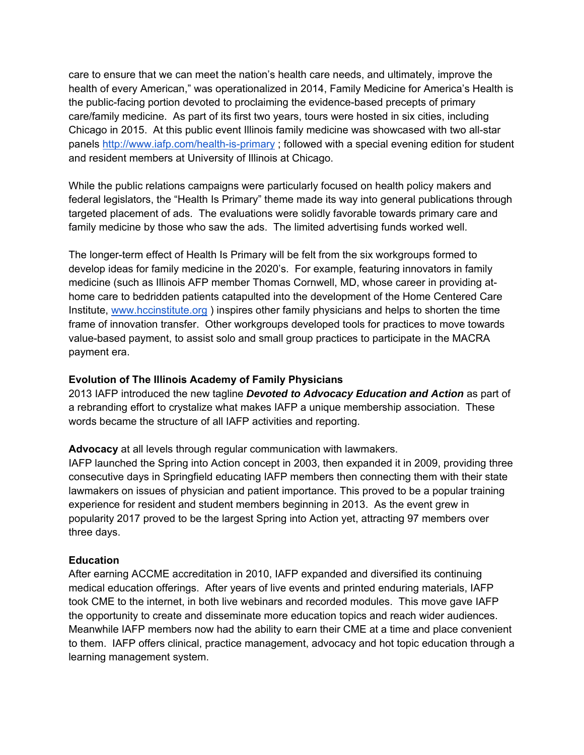care to ensure that we can meet the nation's health care needs, and ultimately, improve the health of every American," was operationalized in 2014, Family Medicine for America's Health is the public-facing portion devoted to proclaiming the evidence-based precepts of primary care/family medicine. As part of its first two years, tours were hosted in six cities, including Chicago in 2015. At this public event Illinois family medicine was showcased with two all-star panels http://www.iafp.com/health-is-primary ; followed with a special evening edition for student and resident members at University of Illinois at Chicago.

While the public relations campaigns were particularly focused on health policy makers and federal legislators, the "Health Is Primary" theme made its way into general publications through targeted placement of ads. The evaluations were solidly favorable towards primary care and family medicine by those who saw the ads. The limited advertising funds worked well.

The longer-term effect of Health Is Primary will be felt from the six workgroups formed to develop ideas for family medicine in the 2020's. For example, featuring innovators in family medicine (such as Illinois AFP member Thomas Cornwell, MD, whose career in providing at-home care to bedridden patients catapulted into the development of the Home Centered Care Institute, www.hccinstitute.org ) inspires other family physicians and helps to shorten the time frame of innovation transfer. Other workgroups developed tools for practices to move towards value-based payment, to assist solo and small group practices to participate in the MACRA payment era.

**Evolution of The Illinois Academy of Family Physicians**
2013 IAFP introduced the new tagline ***Devoted to Advocacy Education and Action*** as part of a rebranding effort to crystalize what makes IAFP a unique membership association. These words became the structure of all IAFP activities and reporting.

**Advocacy** at all levels through regular communication with lawmakers.
IAFP launched the Spring into Action concept in 2003, then expanded it in 2009, providing three consecutive days in Springfield educating IAFP members then connecting them with their state lawmakers on issues of physician and patient importance. This proved to be a popular training experience for resident and student members beginning in 2013. As the event grew in popularity 2017 proved to be the largest Spring into Action yet, attracting 97 members over three days.

**Education**
After earning ACCME accreditation in 2010, IAFP expanded and diversified its continuing medical education offerings. After years of live events and printed enduring materials, IAFP took CME to the internet, in both live webinars and recorded modules. This move gave IAFP the opportunity to create and disseminate more education topics and reach wider audiences. Meanwhile IAFP members now had the ability to earn their CME at a time and place convenient to them. IAFP offers clinical, practice management, advocacy and hot topic education through a learning management system.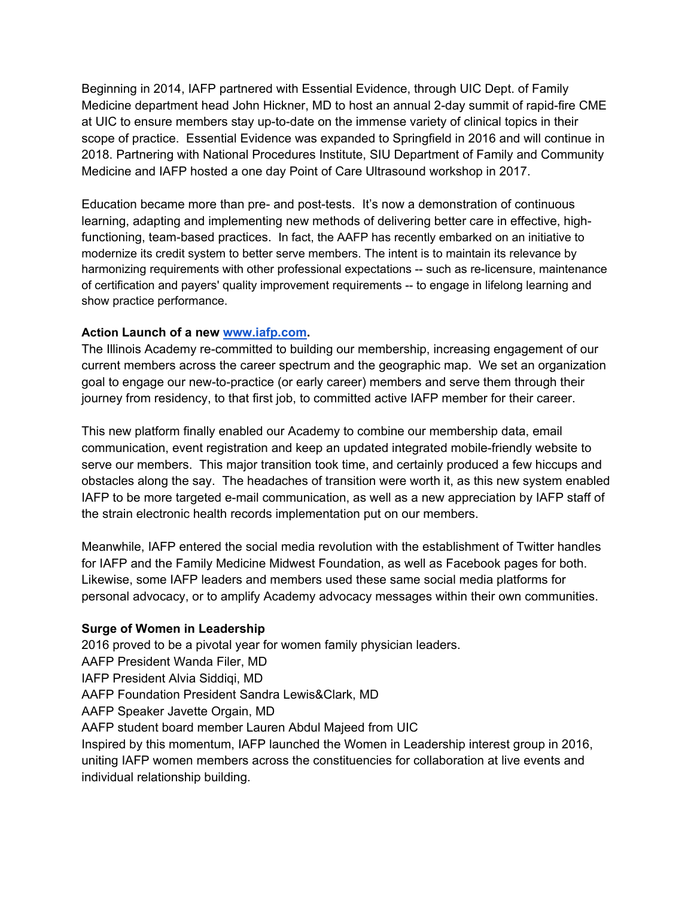Beginning in 2014, IAFP partnered with Essential Evidence, through UIC Dept. of Family Medicine department head John Hickner, MD to host an annual 2-day summit of rapid-fire CME at UIC to ensure members stay up-to-date on the immense variety of clinical topics in their scope of practice. Essential Evidence was expanded to Springfield in 2016 and will continue in 2018. Partnering with National Procedures Institute, SIU Department of Family and Community Medicine and IAFP hosted a one day Point of Care Ultrasound workshop in 2017.

Education became more than pre- and post-tests. It's now a demonstration of continuous learning, adapting and implementing new methods of delivering better care in effective, high-functioning, team-based practices. In fact, the AAFP has recently embarked on an initiative to modernize its credit system to better serve members. The intent is to maintain its relevance by harmonizing requirements with other professional expectations -- such as re-licensure, maintenance of certification and payers' quality improvement requirements -- to engage in lifelong learning and show practice performance.

**Action Launch of a new [www.iafp.com](http://www.iafp.com).**

The Illinois Academy re-committed to building our membership, increasing engagement of our current members across the career spectrum and the geographic map. We set an organization goal to engage our new-to-practice (or early career) members and serve them through their journey from residency, to that first job, to committed active IAFP member for their career.

This new platform finally enabled our Academy to combine our membership data, email communication, event registration and keep an updated integrated mobile-friendly website to serve our members. This major transition took time, and certainly produced a few hiccups and obstacles along the say. The headaches of transition were worth it, as this new system enabled IAFP to be more targeted e-mail communication, as well as a new appreciation by IAFP staff of the strain electronic health records implementation put on our members.

Meanwhile, IAFP entered the social media revolution with the establishment of Twitter handles for IAFP and the Family Medicine Midwest Foundation, as well as Facebook pages for both. Likewise, some IAFP leaders and members used these same social media platforms for personal advocacy, or to amplify Academy advocacy messages within their own communities.

**Surge of Women in Leadership**

2016 proved to be a pivotal year for women family physician leaders.
AAFP President Wanda Filer, MD
IAFP President Alvia Siddiqi, MD
AAFP Foundation President Sandra Lewis&Clark, MD
AAFP Speaker Javette Orgain, MD
AAFP student board member Lauren Abdul Majeed from UIC
Inspired by this momentum, IAFP launched the Women in Leadership interest group in 2016, uniting IAFP women members across the constituencies for collaboration at live events and individual relationship building.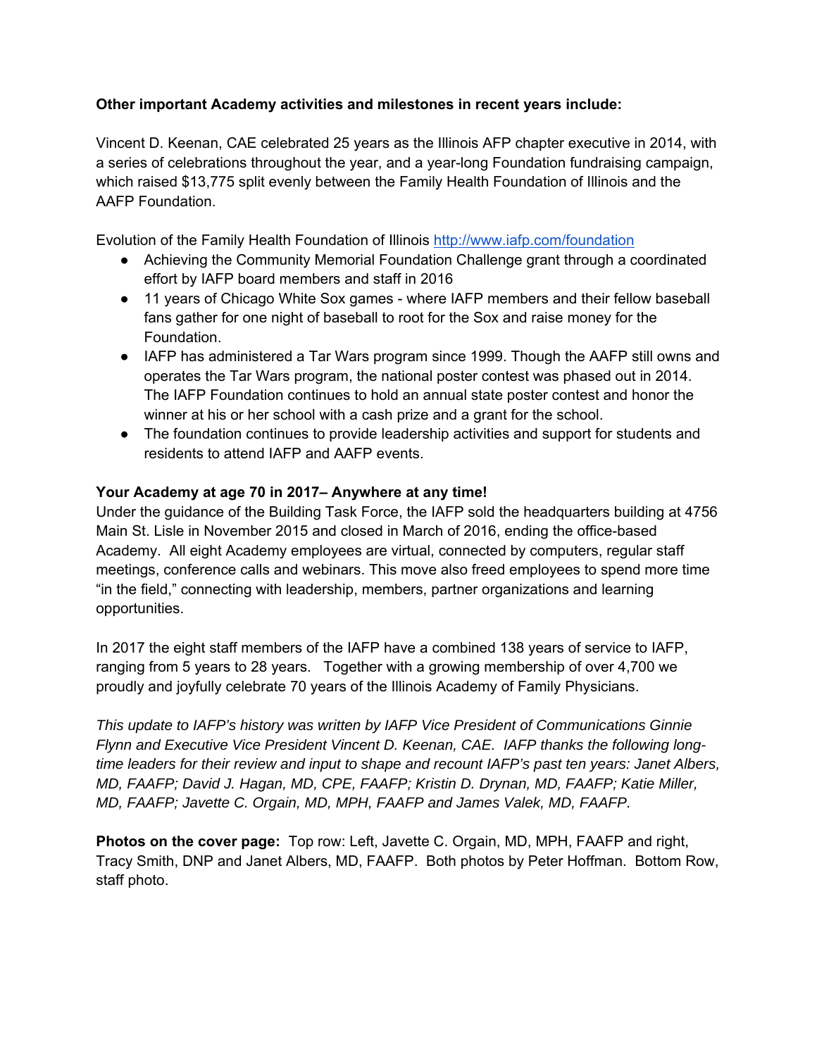**Other important Academy activities and milestones in recent years include:**

Vincent D. Keenan, CAE celebrated 25 years as the Illinois AFP chapter executive in 2014, with a series of celebrations throughout the year, and a year-long Foundation fundraising campaign, which raised $13,775 split evenly between the Family Health Foundation of Illinois and the AAFP Foundation.

Evolution of the Family Health Foundation of Illinois http://www.iafp.com/foundation

- Achieving the Community Memorial Foundation Challenge grant through a coordinated effort by IAFP board members and staff in 2016
- 11 years of Chicago White Sox games - where IAFP members and their fellow baseball fans gather for one night of baseball to root for the Sox and raise money for the Foundation.
- IAFP has administered a Tar Wars program since 1999. Though the AAFP still owns and operates the Tar Wars program, the national poster contest was phased out in 2014. The IAFP Foundation continues to hold an annual state poster contest and honor the winner at his or her school with a cash prize and a grant for the school.
- The foundation continues to provide leadership activities and support for students and residents to attend IAFP and AAFP events.

**Your Academy at age 70 in 2017– Anywhere at any time!**

Under the guidance of the Building Task Force, the IAFP sold the headquarters building at 4756 Main St. Lisle in November 2015 and closed in March of 2016, ending the office-based Academy. All eight Academy employees are virtual, connected by computers, regular staff meetings, conference calls and webinars. This move also freed employees to spend more time "in the field," connecting with leadership, members, partner organizations and learning opportunities.

In 2017 the eight staff members of the IAFP have a combined 138 years of service to IAFP, ranging from 5 years to 28 years. Together with a growing membership of over 4,700 we proudly and joyfully celebrate 70 years of the Illinois Academy of Family Physicians.

*This update to IAFP's history was written by IAFP Vice President of Communications Ginnie Flynn and Executive Vice President Vincent D. Keenan, CAE. IAFP thanks the following long-time leaders for their review and input to shape and recount IAFP's past ten years: Janet Albers, MD, FAAFP; David J. Hagan, MD, CPE, FAAFP; Kristin D. Drynan, MD, FAAFP; Katie Miller, MD, FAAFP; Javette C. Orgain, MD, MPH, FAAFP and James Valek, MD, FAAFP.*

**Photos on the cover page:** Top row: Left, Javette C. Orgain, MD, MPH, FAAFP and right, Tracy Smith, DNP and Janet Albers, MD, FAAFP. Both photos by Peter Hoffman. Bottom Row, staff photo.